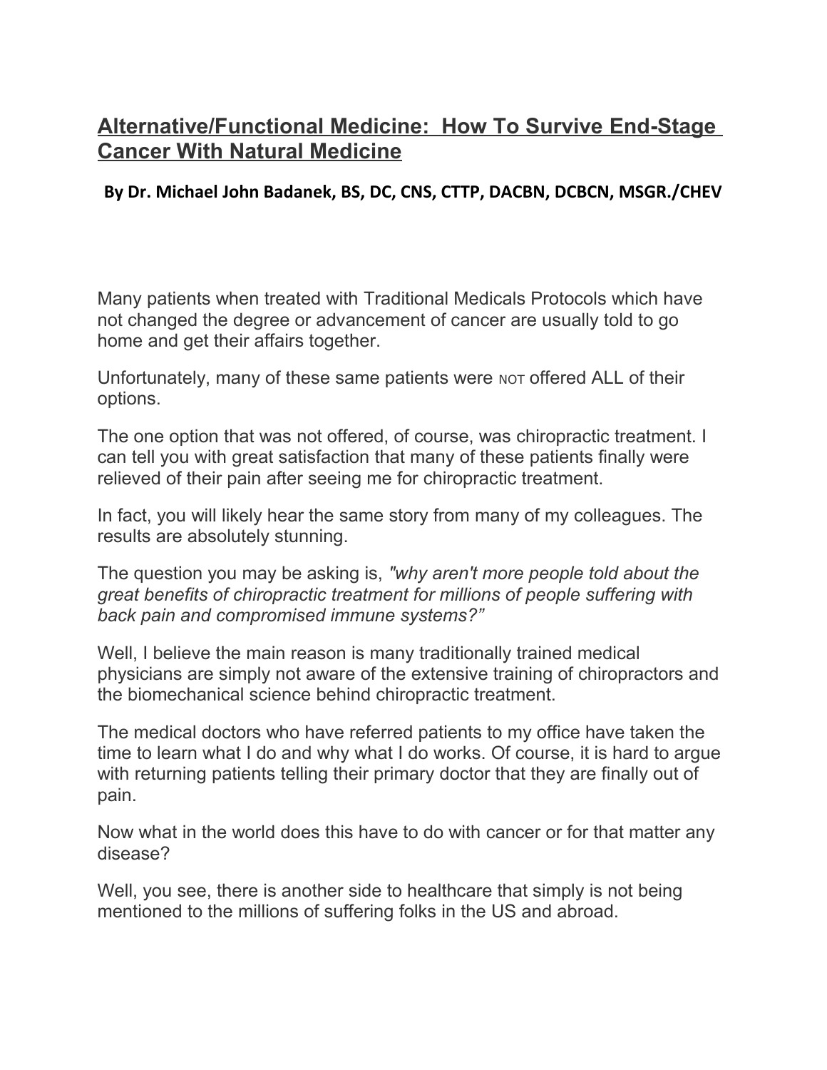# Alternative/Functional Medicine: How To Survive End-Stage Cancer With Natural Medicine

**By Dr. Michael John Badanek, BS, DC, CNS, CTTP, DACBN, DCBCN, MSGR./CHEV**

Many patients when treated with Traditional Medicals Protocols which have not changed the degree or advancement of cancer are usually told to go home and get their affairs together.

Unfortunately, many of these same patients were NOT offered ALL of their options.

The one option that was not offered, of course, was chiropractic treatment. I can tell you with great satisfaction that many of these patients finally were relieved of their pain after seeing me for chiropractic treatment.

In fact, you will likely hear the same story from many of my colleagues. The results are absolutely stunning.

The question you may be asking is, *"why aren't more people told about the great benefits of chiropractic treatment for millions of people suffering with back pain and compromised immune systems?"*

Well, I believe the main reason is many traditionally trained medical physicians are simply not aware of the extensive training of chiropractors and the biomechanical science behind chiropractic treatment.

The medical doctors who have referred patients to my office have taken the time to learn what I do and why what I do works. Of course, it is hard to argue with returning patients telling their primary doctor that they are finally out of pain.

Now what in the world does this have to do with cancer or for that matter any disease?

Well, you see, there is another side to healthcare that simply is not being mentioned to the millions of suffering folks in the US and abroad.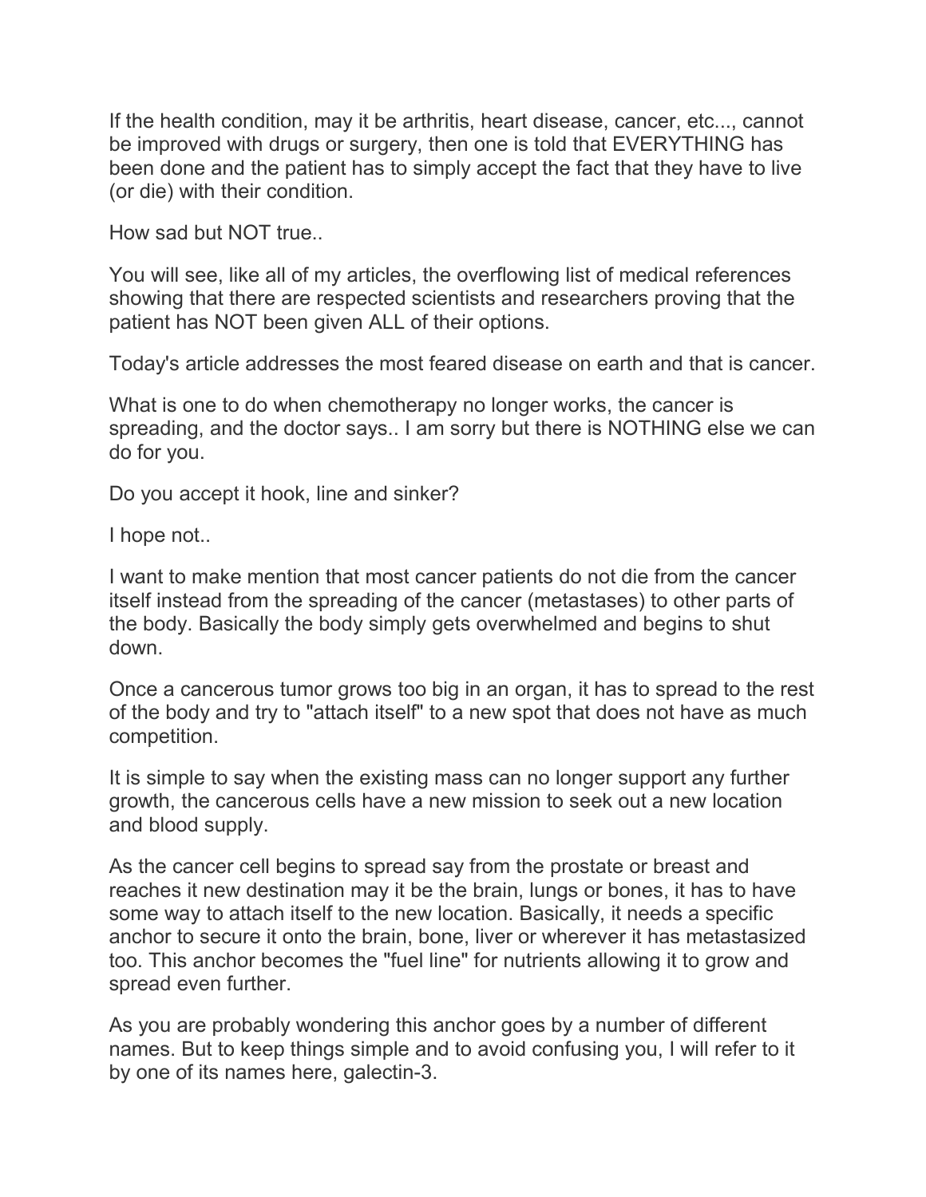If the health condition, may it be arthritis, heart disease, cancer, etc..., cannot be improved with drugs or surgery, then one is told that EVERYTHING has been done and the patient has to simply accept the fact that they have to live (or die) with their condition.

How sad but NOT true..

You will see, like all of my articles, the overflowing list of medical references showing that there are respected scientists and researchers proving that the patient has NOT been given ALL of their options.

Today's article addresses the most feared disease on earth and that is cancer.

What is one to do when chemotherapy no longer works, the cancer is spreading, and the doctor says.. I am sorry but there is NOTHING else we can do for you.

Do you accept it hook, line and sinker?

I hope not..

I want to make mention that most cancer patients do not die from the cancer itself instead from the spreading of the cancer (metastases) to other parts of the body. Basically the body simply gets overwhelmed and begins to shut down.

Once a cancerous tumor grows too big in an organ, it has to spread to the rest of the body and try to "attach itself" to a new spot that does not have as much competition.

It is simple to say when the existing mass can no longer support any further growth, the cancerous cells have a new mission to seek out a new location and blood supply.

As the cancer cell begins to spread say from the prostate or breast and reaches it new destination may it be the brain, lungs or bones, it has to have some way to attach itself to the new location. Basically, it needs a specific anchor to secure it onto the brain, bone, liver or wherever it has metastasized too. This anchor becomes the "fuel line" for nutrients allowing it to grow and spread even further.

As you are probably wondering this anchor goes by a number of different names. But to keep things simple and to avoid confusing you, I will refer to it by one of its names here, galectin-3.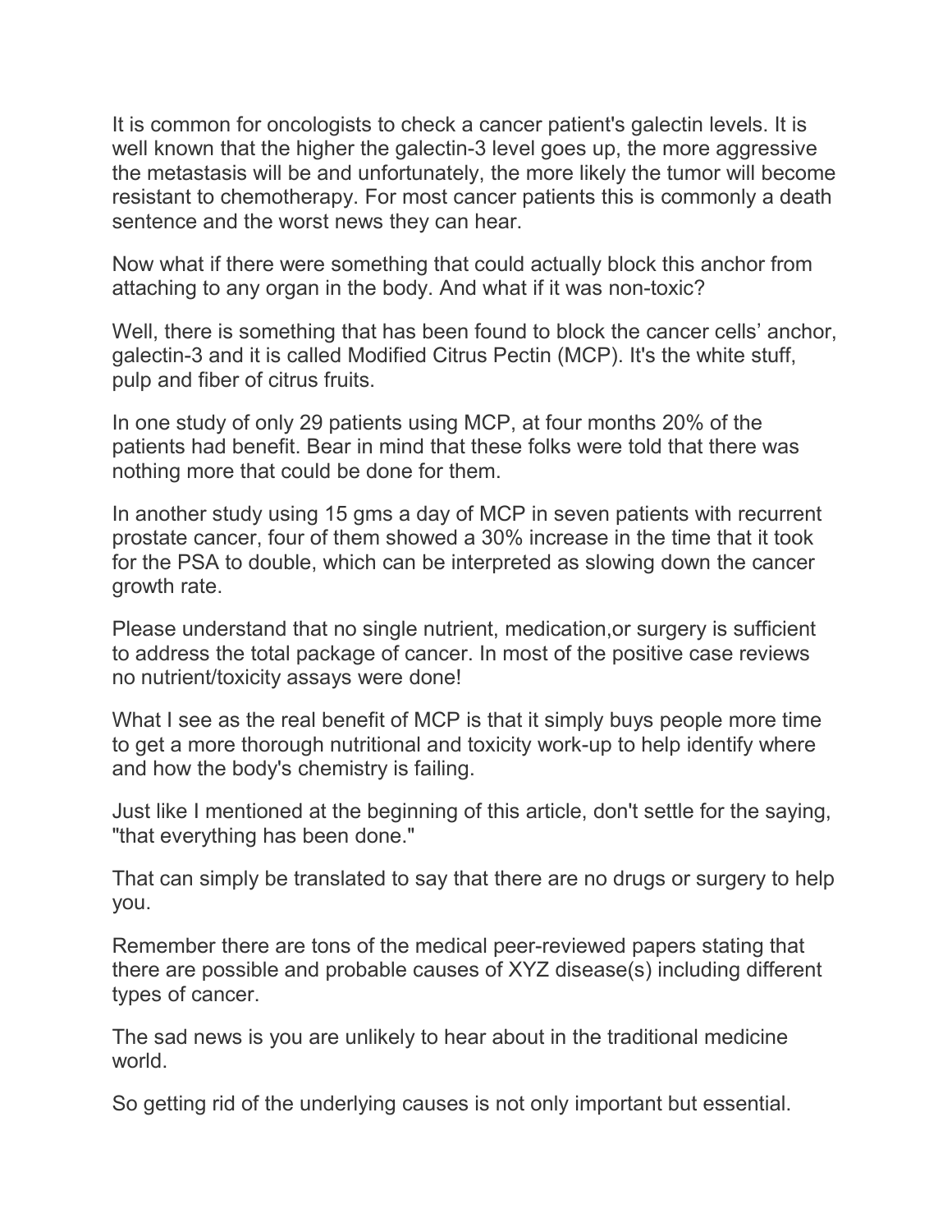It is common for oncologists to check a cancer patient's galectin levels. It is well known that the higher the galectin-3 level goes up, the more aggressive the metastasis will be and unfortunately, the more likely the tumor will become resistant to chemotherapy. For most cancer patients this is commonly a death sentence and the worst news they can hear.

Now what if there were something that could actually block this anchor from attaching to any organ in the body. And what if it was non-toxic?

Well, there is something that has been found to block the cancer cells' anchor, galectin-3 and it is called Modified Citrus Pectin (MCP). It's the white stuff, pulp and fiber of citrus fruits.

In one study of only 29 patients using MCP, at four months 20% of the patients had benefit. Bear in mind that these folks were told that there was nothing more that could be done for them.

In another study using 15 gms a day of MCP in seven patients with recurrent prostate cancer, four of them showed a 30% increase in the time that it took for the PSA to double, which can be interpreted as slowing down the cancer growth rate.

Please understand that no single nutrient, medication,or surgery is sufficient to address the total package of cancer. In most of the positive case reviews no nutrient/toxicity assays were done!

What I see as the real benefit of MCP is that it simply buys people more time to get a more thorough nutritional and toxicity work-up to help identify where and how the body's chemistry is failing.

Just like I mentioned at the beginning of this article, don't settle for the saying, "that everything has been done."

That can simply be translated to say that there are no drugs or surgery to help you.

Remember there are tons of the medical peer-reviewed papers stating that there are possible and probable causes of XYZ disease(s) including different types of cancer.

The sad news is you are unlikely to hear about in the traditional medicine world.

So getting rid of the underlying causes is not only important but essential.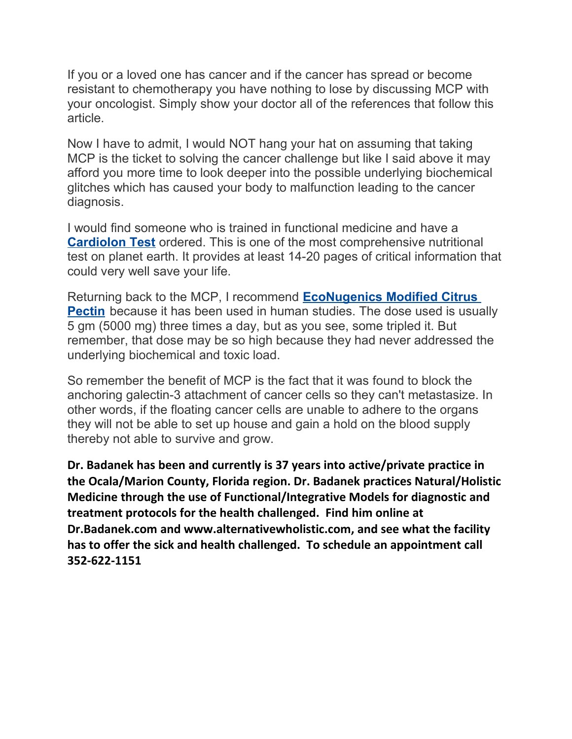If you or a loved one has cancer and if the cancer has spread or become resistant to chemotherapy you have nothing to lose by discussing MCP with your oncologist. Simply show your doctor all of the references that follow this article.

Now I have to admit, I would NOT hang your hat on assuming that taking MCP is the ticket to solving the cancer challenge but like I said above it may afford you more time to look deeper into the possible underlying biochemical glitches which has caused your body to malfunction leading to the cancer diagnosis.

I would find someone who is trained in functional medicine and have a **Cardiolon Test** ordered. This is one of the most comprehensive nutritional test on planet earth. It provides at least 14-20 pages of critical information that could very well save your life.

Returning back to the MCP, I recommend **EcoNugenics Modified Citrus Pectin** because it has been used in human studies. The dose used is usually 5 gm (5000 mg) three times a day, but as you see, some tripled it. But remember, that dose may be so high because they had never addressed the underlying biochemical and toxic load.

So remember the benefit of MCP is the fact that it was found to block the anchoring galectin-3 attachment of cancer cells so they can't metastasize. In other words, if the floating cancer cells are unable to adhere to the organs they will not be able to set up house and gain a hold on the blood supply thereby not able to survive and grow.

**Dr. Badanek has been and currently is 37 years into active/private practice in the Ocala/Marion County, Florida region. Dr. Badanek practices Natural/Holistic Medicine through the use of Functional/Integrative Models for diagnostic and treatment protocols for the health challenged. Find him online at Dr.Badanek.com and www.alternativewholistic.com, and see what the facility has to offer the sick and health challenged. To schedule an appointment call 352-622-1151**